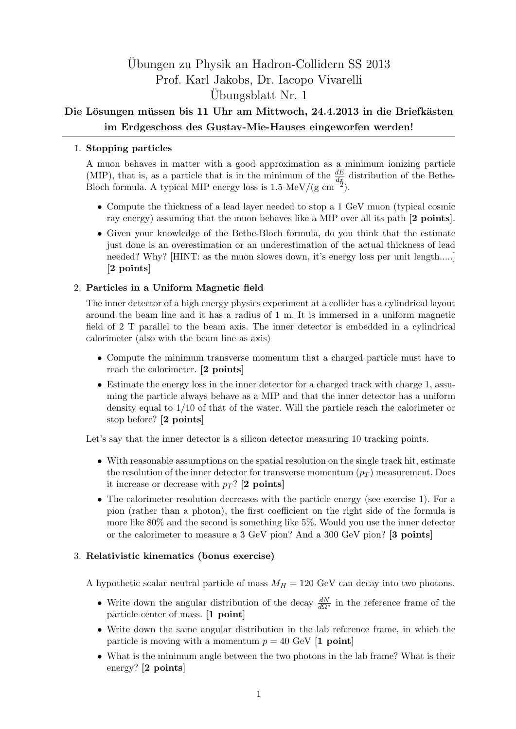# Übungen zu Physik an Hadron-Collidern SS 2013

## Prof. Karl Jakobs, Dr. Iacopo Vivarelli

## Übungsblatt Nr. 1

**Die Lösungen müssen bis 11 Uhr am Mittwoch, 24.4.2013 in die Briefkästen im Erdgeschoss des Gustav-Mie-Hauses eingeworfen werden!**

---

1. **Stopping particles**

   A muon behaves in matter with a good approximation as a minimum ionizing particle (MIP), that is, as a particle that is in the minimum of the $\frac{dE}{dx}$ distribution of the Bethe-Bloch formula. A typical MIP energy loss is 1.5 MeV/(g cm$^{-2}$).

   - Compute the thickness of a lead layer needed to stop a 1 GeV muon (typical cosmic ray energy) assuming that the muon behaves like a MIP over all its path [**2 points**].
   - Given your knowledge of the Bethe-Bloch formula, do you think that the estimate just done is an overestimation or an underestimation of the actual thickness of lead needed? Why? [HINT: as the muon slowes down, it's energy loss per unit length.....] [**2 points**]

2. **Particles in a Uniform Magnetic field**

   The inner detector of a high energy physics experiment at a collider has a cylindrical layout around the beam line and it has a radius of 1 m. It is immersed in a uniform magnetic field of 2 T parallel to the beam axis. The inner detector is embedded in a cylindrical calorimeter (also with the beam line as axis)

   - Compute the minimum transverse momentum that a charged particle must have to reach the calorimeter. [**2 points**]
   - Estimate the energy loss in the inner detector for a charged track with charge 1, assuming the particle always behave as a MIP and that the inner detector has a uniform density equal to 1/10 of that of the water. Will the particle reach the calorimeter or stop before? [**2 points**]

   Let's say that the inner detector is a silicon detector measuring 10 tracking points.

   - With reasonable assumptions on the spatial resolution on the single track hit, estimate the resolution of the inner detector for transverse momentum ($p_T$) measurement. Does it increase or decrease with $p_T$? [**2 points**]
   - The calorimeter resolution decreases with the particle energy (see exercise 1). For a pion (rather than a photon), the first coefficient on the right side of the formula is more like 80% and the second is something like 5%. Would you use the inner detector or the calorimeter to measure a 3 GeV pion? And a 300 GeV pion? [**3 points**]

3. **Relativistic kinematics (bonus exercise)**

   A hypothetic scalar neutral particle of mass $M_H = 120$ GeV can decay into two photons.

   - Write down the angular distribution of the decay $\frac{dN}{d\Omega^*}$ in the reference frame of the particle center of mass. [**1 point**]
   - Write down the same angular distribution in the lab reference frame, in which the particle is moving with a momentum $p = 40$ GeV [**1 point**]
   - What is the minimum angle between the two photons in the lab frame? What is their energy? [**2 points**]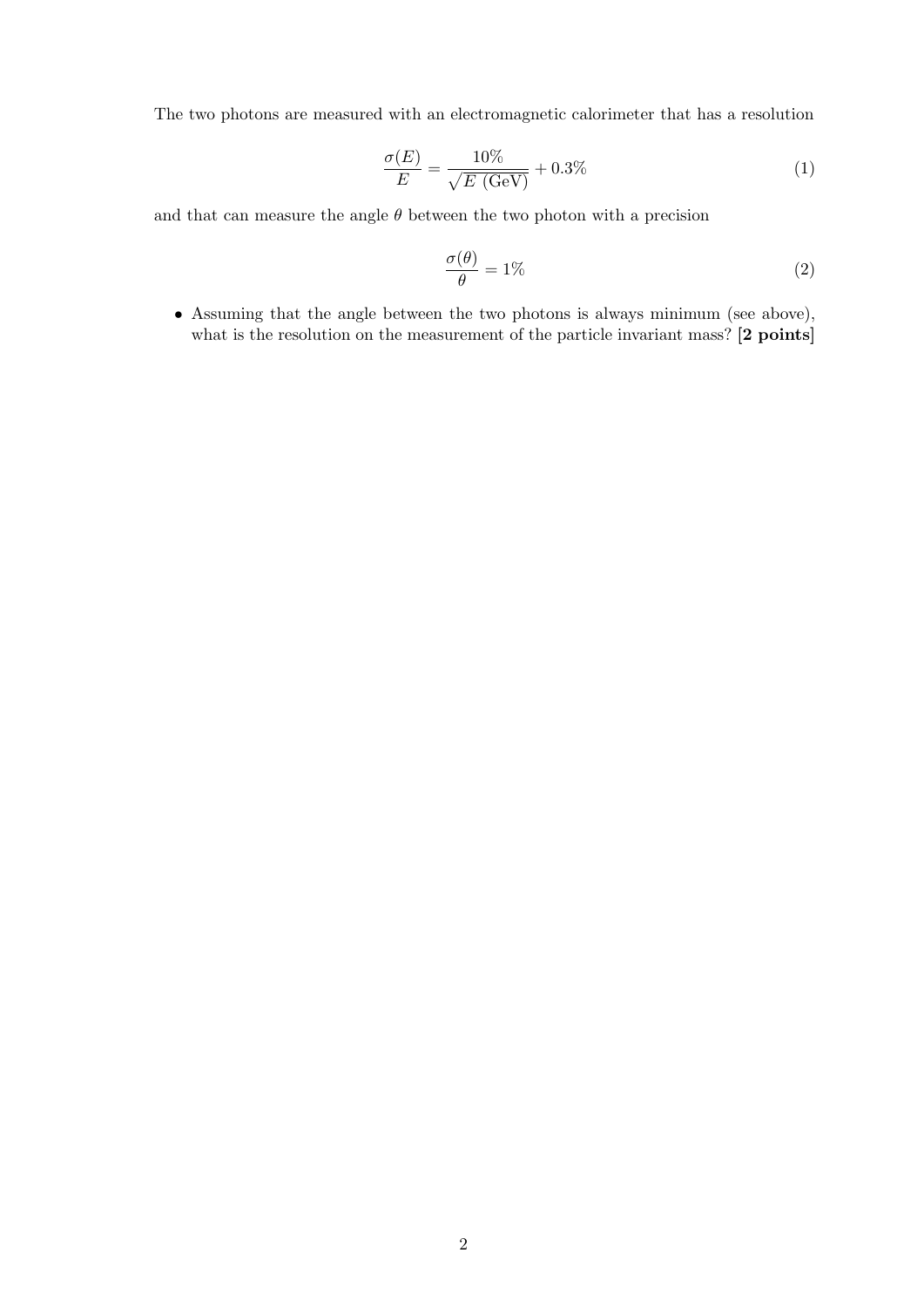The two photons are measured with an electromagnetic calorimeter that has a resolution

$$\frac{\sigma(E)}{E} = \frac{10\%}{\sqrt{E\ (\text{GeV})}} + 0.3\% \tag{1}$$

and that can measure the angle $\theta$ between the two photon with a precision

$$\frac{\sigma(\theta)}{\theta} = 1\% \tag{2}$$

- Assuming that the angle between the two photons is always minimum (see above), what is the resolution on the measurement of the particle invariant mass? **[2 points]**